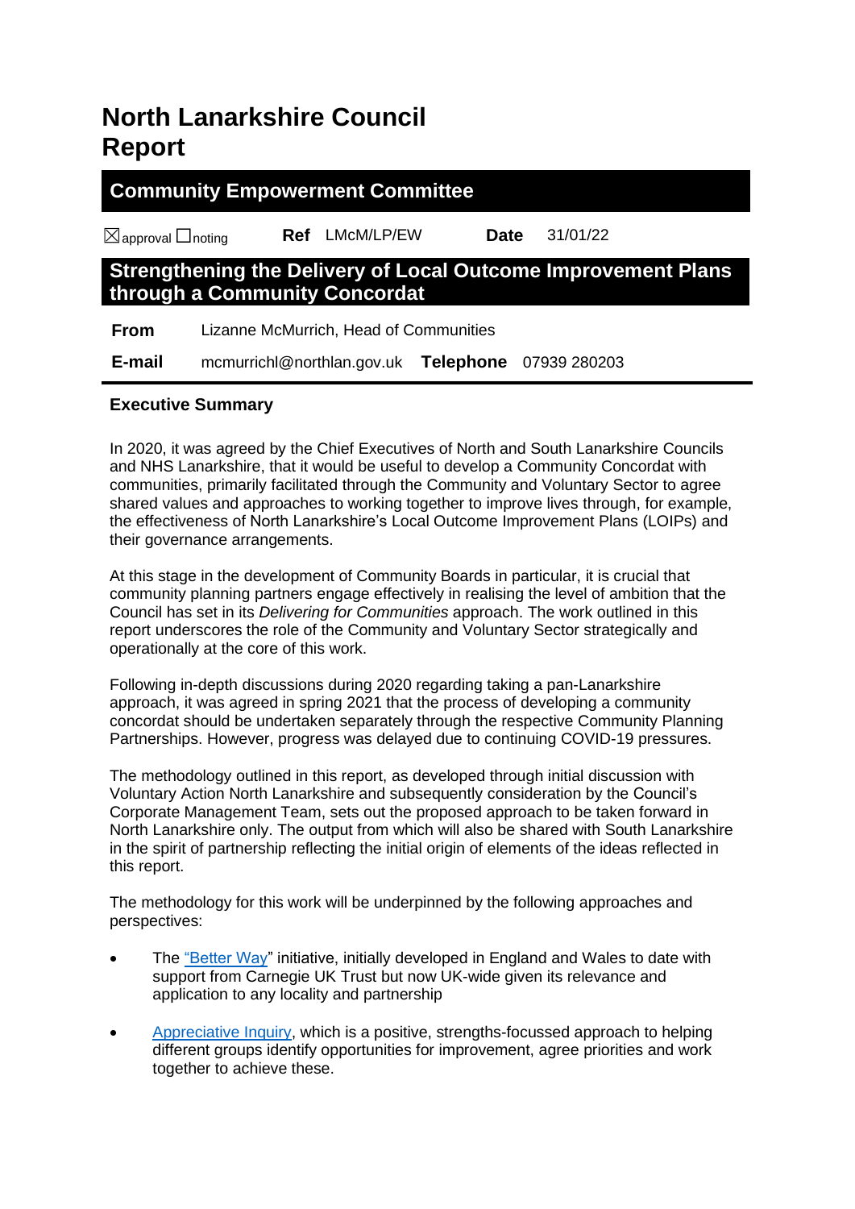# North Lanarkshire Council Report

## Community Empowerment Committee

☒approval ☐noting **Ref** LMcM/LP/EW **Date** 31/01/22

## Strengthening the Delivery of Local Outcome Improvement Plans through a Community Concordat

**From** Lizanne McMurrich, Head of Communities

**E-mail** mcmurrichl@northlan.gov.uk **Telephone** 07939 280203

### Executive Summary

In 2020, it was agreed by the Chief Executives of North and South Lanarkshire Councils and NHS Lanarkshire, that it would be useful to develop a Community Concordat with communities, primarily facilitated through the Community and Voluntary Sector to agree shared values and approaches to working together to improve lives through, for example, the effectiveness of North Lanarkshire's Local Outcome Improvement Plans (LOIPs) and their governance arrangements.

At this stage in the development of Community Boards in particular, it is crucial that community planning partners engage effectively in realising the level of ambition that the Council has set in its *Delivering for Communities* approach. The work outlined in this report underscores the role of the Community and Voluntary Sector strategically and operationally at the core of this work.

Following in-depth discussions during 2020 regarding taking a pan-Lanarkshire approach, it was agreed in spring 2021 that the process of developing a community concordat should be undertaken separately through the respective Community Planning Partnerships. However, progress was delayed due to continuing COVID-19 pressures.

The methodology outlined in this report, as developed through initial discussion with Voluntary Action North Lanarkshire and subsequently consideration by the Council's Corporate Management Team, sets out the proposed approach to be taken forward in North Lanarkshire only. The output from which will also be shared with South Lanarkshire in the spirit of partnership reflecting the initial origin of elements of the ideas reflected in this report.

The methodology for this work will be underpinned by the following approaches and perspectives:

- The "Better Way" initiative, initially developed in England and Wales to date with support from Carnegie UK Trust but now UK-wide given its relevance and application to any locality and partnership
- Appreciative Inquiry, which is a positive, strengths-focussed approach to helping different groups identify opportunities for improvement, agree priorities and work together to achieve these.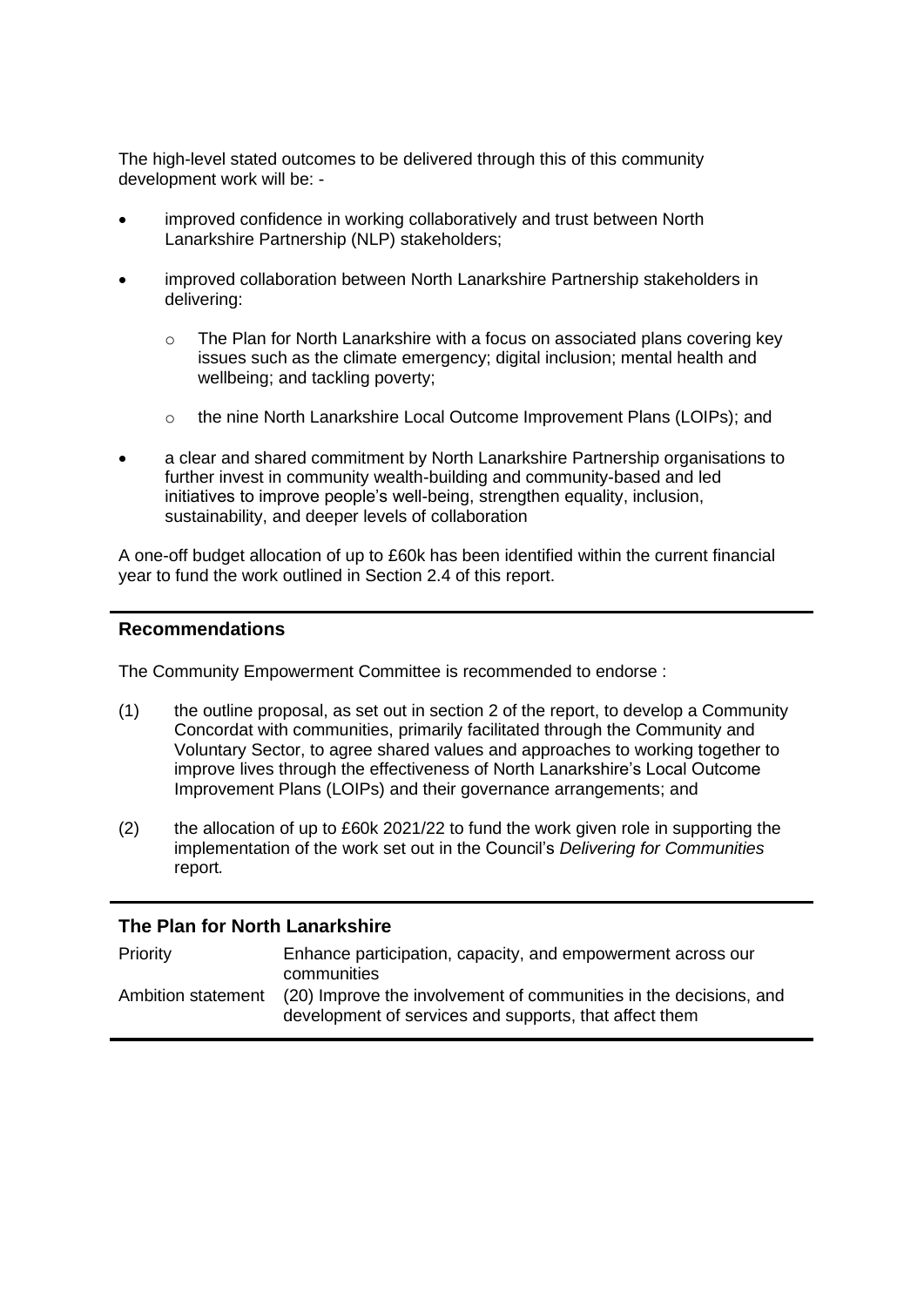The high-level stated outcomes to be delivered through this of this community development work will be: -

- improved confidence in working collaboratively and trust between North Lanarkshire Partnership (NLP) stakeholders;
- improved collaboration between North Lanarkshire Partnership stakeholders in delivering:
    - The Plan for North Lanarkshire with a focus on associated plans covering key issues such as the climate emergency; digital inclusion; mental health and wellbeing; and tackling poverty;
    - the nine North Lanarkshire Local Outcome Improvement Plans (LOIPs); and
- a clear and shared commitment by North Lanarkshire Partnership organisations to further invest in community wealth-building and community-based and led initiatives to improve people's well-being, strengthen equality, inclusion, sustainability, and deeper levels of collaboration

A one-off budget allocation of up to £60k has been identified within the current financial year to fund the work outlined in Section 2.4 of this report.

## Recommendations

The Community Empowerment Committee is recommended to endorse :

(1) the outline proposal, as set out in section 2 of the report, to develop a Community Concordat with communities, primarily facilitated through the Community and Voluntary Sector, to agree shared values and approaches to working together to improve lives through the effectiveness of North Lanarkshire's Local Outcome Improvement Plans (LOIPs) and their governance arrangements; and

(2) the allocation of up to £60k 2021/22 to fund the work given role in supporting the implementation of the work set out in the Council's *Delivering for Communities* report*.*

## The Plan for North Lanarkshire

| | |
|---|---|
| Priority | Enhance participation, capacity, and empowerment across our communities |
| Ambition statement | (20) Improve the involvement of communities in the decisions, and development of services and supports, that affect them |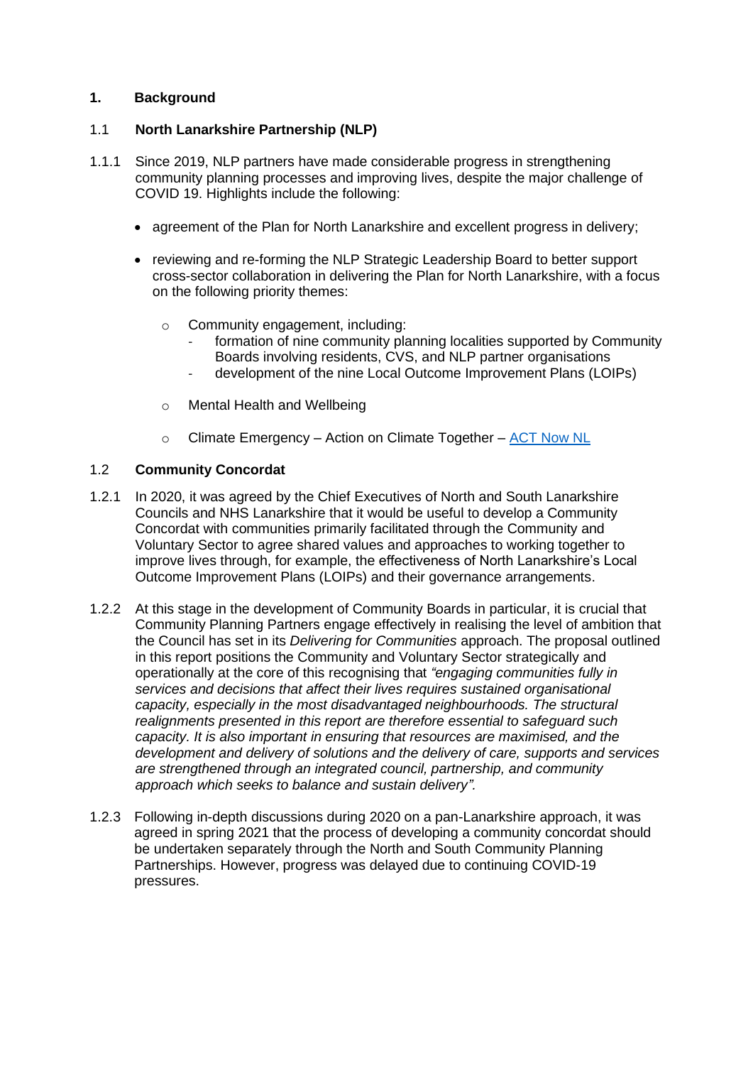## 1. Background

### 1.1 North Lanarkshire Partnership (NLP)

1.1.1 Since 2019, NLP partners have made considerable progress in strengthening community planning processes and improving lives, despite the major challenge of COVID 19. Highlights include the following:

- agreement of the Plan for North Lanarkshire and excellent progress in delivery;
- reviewing and re-forming the NLP Strategic Leadership Board to better support cross-sector collaboration in delivering the Plan for North Lanarkshire, with a focus on the following priority themes:
  - Community engagement, including:
    - formation of nine community planning localities supported by Community Boards involving residents, CVS, and NLP partner organisations
    - development of the nine Local Outcome Improvement Plans (LOIPs)
  - Mental Health and Wellbeing
  - Climate Emergency – Action on Climate Together – [ACT Now NL]

### 1.2 Community Concordat

1.2.1 In 2020, it was agreed by the Chief Executives of North and South Lanarkshire Councils and NHS Lanarkshire that it would be useful to develop a Community Concordat with communities primarily facilitated through the Community and Voluntary Sector to agree shared values and approaches to working together to improve lives through, for example, the effectiveness of North Lanarkshire's Local Outcome Improvement Plans (LOIPs) and their governance arrangements.

1.2.2 At this stage in the development of Community Boards in particular, it is crucial that Community Planning Partners engage effectively in realising the level of ambition that the Council has set in its *Delivering for Communities* approach. The proposal outlined in this report positions the Community and Voluntary Sector strategically and operationally at the core of this recognising that *"engaging communities fully in services and decisions that affect their lives requires sustained organisational capacity, especially in the most disadvantaged neighbourhoods. The structural realignments presented in this report are therefore essential to safeguard such capacity. It is also important in ensuring that resources are maximised, and the development and delivery of solutions and the delivery of care, supports and services are strengthened through an integrated council, partnership, and community approach which seeks to balance and sustain delivery".*

1.2.3 Following in-depth discussions during 2020 on a pan-Lanarkshire approach, it was agreed in spring 2021 that the process of developing a community concordat should be undertaken separately through the North and South Community Planning Partnerships. However, progress was delayed due to continuing COVID-19 pressures.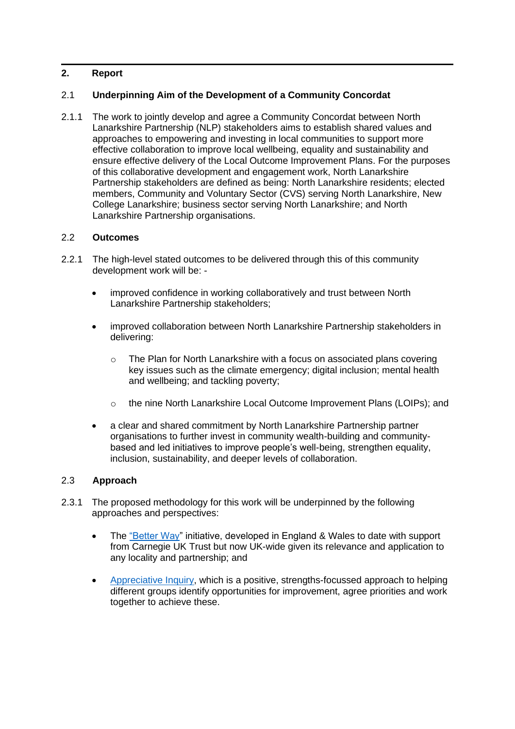## 2. Report

### 2.1 Underpinning Aim of the Development of a Community Concordat

2.1.1 The work to jointly develop and agree a Community Concordat between North Lanarkshire Partnership (NLP) stakeholders aims to establish shared values and approaches to empowering and investing in local communities to support more effective collaboration to improve local wellbeing, equality and sustainability and ensure effective delivery of the Local Outcome Improvement Plans. For the purposes of this collaborative development and engagement work, North Lanarkshire Partnership stakeholders are defined as being: North Lanarkshire residents; elected members, Community and Voluntary Sector (CVS) serving North Lanarkshire, New College Lanarkshire; business sector serving North Lanarkshire; and North Lanarkshire Partnership organisations.

### 2.2 Outcomes

2.2.1 The high-level stated outcomes to be delivered through this of this community development work will be: -

- improved confidence in working collaboratively and trust between North Lanarkshire Partnership stakeholders;
- improved collaboration between North Lanarkshire Partnership stakeholders in delivering:
  - The Plan for North Lanarkshire with a focus on associated plans covering key issues such as the climate emergency; digital inclusion; mental health and wellbeing; and tackling poverty;
  - the nine North Lanarkshire Local Outcome Improvement Plans (LOIPs); and
- a clear and shared commitment by North Lanarkshire Partnership partner organisations to further invest in community wealth-building and community-based and led initiatives to improve people's well-being, strengthen equality, inclusion, sustainability, and deeper levels of collaboration.

### 2.3 Approach

2.3.1 The proposed methodology for this work will be underpinned by the following approaches and perspectives:

- The "Better Way" initiative, developed in England & Wales to date with support from Carnegie UK Trust but now UK-wide given its relevance and application to any locality and partnership; and
- Appreciative Inquiry, which is a positive, strengths-focussed approach to helping different groups identify opportunities for improvement, agree priorities and work together to achieve these.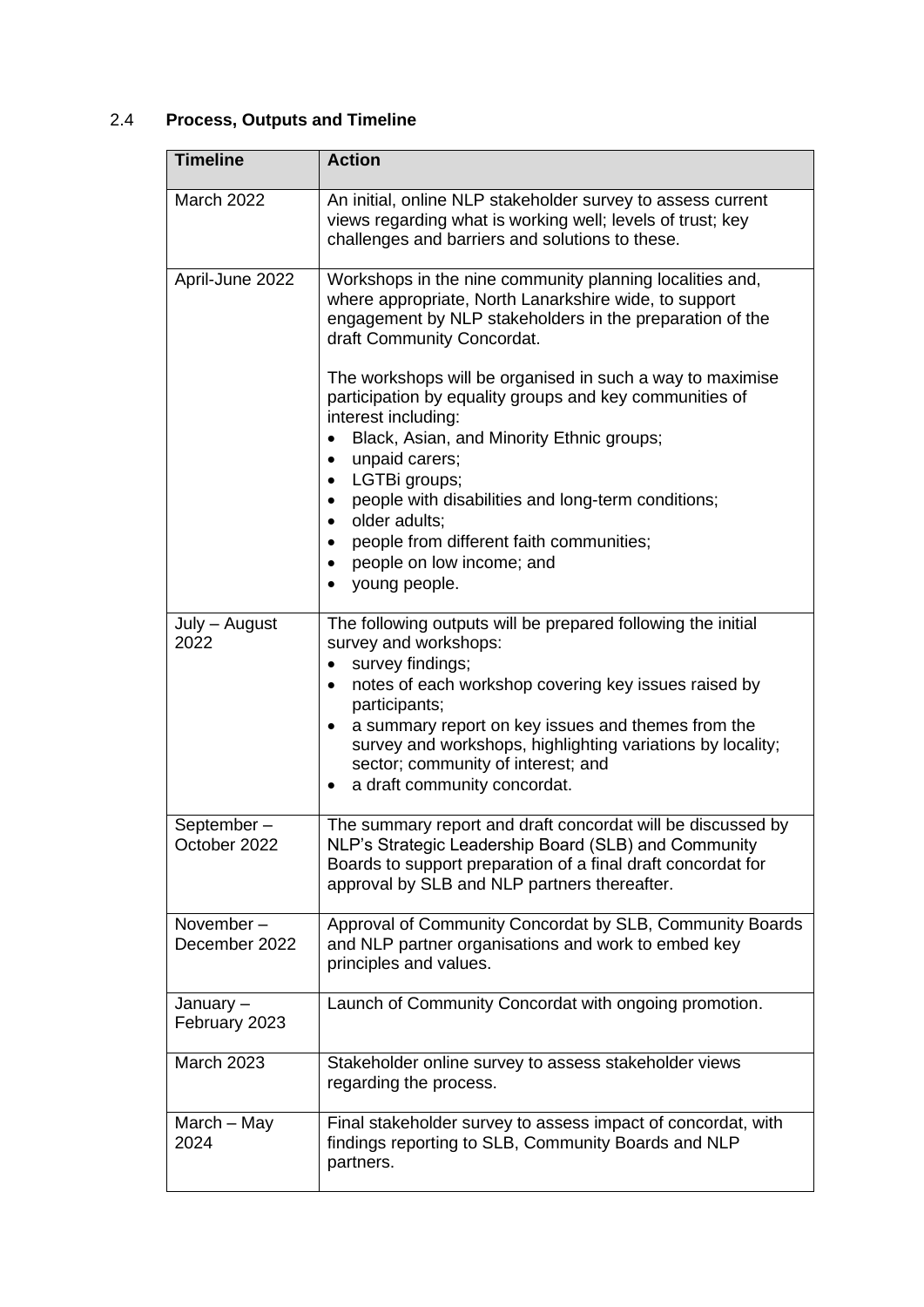## 2.4 Process, Outputs and Timeline

| Timeline | Action |
|---|---|
| March 2022 | An initial, online NLP stakeholder survey to assess current views regarding what is working well; levels of trust; key challenges and barriers and solutions to these. |
| April-June 2022 | Workshops in the nine community planning localities and, where appropriate, North Lanarkshire wide, to support engagement by NLP stakeholders in the preparation of the draft Community Concordat.<br><br>The workshops will be organised in such a way to maximise participation by equality groups and key communities of interest including:<br>• Black, Asian, and Minority Ethnic groups;<br>• unpaid carers;<br>• LGTBi groups;<br>• people with disabilities and long-term conditions;<br>• older adults;<br>• people from different faith communities;<br>• people on low income; and<br>• young people. |
| July – August 2022 | The following outputs will be prepared following the initial survey and workshops:<br>• survey findings;<br>• notes of each workshop covering key issues raised by participants;<br>• a summary report on key issues and themes from the survey and workshops, highlighting variations by locality; sector; community of interest; and<br>• a draft community concordat. |
| September – October 2022 | The summary report and draft concordat will be discussed by NLP's Strategic Leadership Board (SLB) and Community Boards to support preparation of a final draft concordat for approval by SLB and NLP partners thereafter. |
| November – December 2022 | Approval of Community Concordat by SLB, Community Boards and NLP partner organisations and work to embed key principles and values. |
| January – February 2023 | Launch of Community Concordat with ongoing promotion. |
| March 2023 | Stakeholder online survey to assess stakeholder views regarding the process. |
| March – May 2024 | Final stakeholder survey to assess impact of concordat, with findings reporting to SLB, Community Boards and NLP partners. |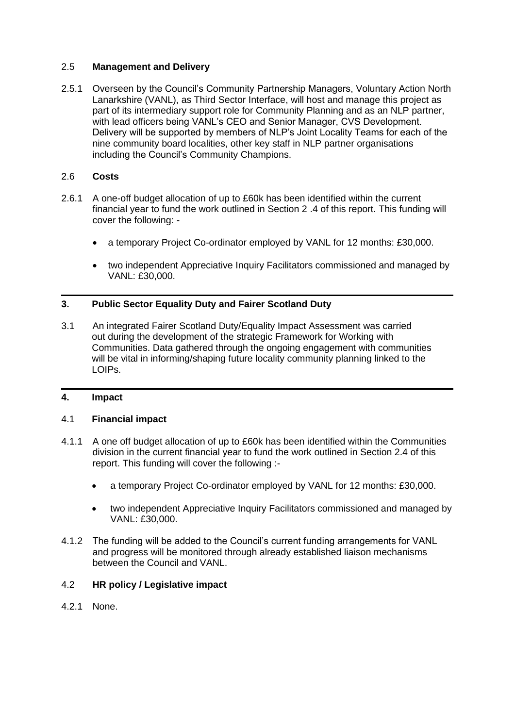### 2.5 **Management and Delivery**

2.5.1 Overseen by the Council's Community Partnership Managers, Voluntary Action North Lanarkshire (VANL), as Third Sector Interface, will host and manage this project as part of its intermediary support role for Community Planning and as an NLP partner, with lead officers being VANL's CEO and Senior Manager, CVS Development. Delivery will be supported by members of NLP's Joint Locality Teams for each of the nine community board localities, other key staff in NLP partner organisations including the Council's Community Champions.

### 2.6 **Costs**

2.6.1 A one-off budget allocation of up to £60k has been identified within the current financial year to fund the work outlined in Section 2 .4 of this report. This funding will cover the following: -

- a temporary Project Co-ordinator employed by VANL for 12 months: £30,000.
- two independent Appreciative Inquiry Facilitators commissioned and managed by VANL: £30,000.

---

## 3. **Public Sector Equality Duty and Fairer Scotland Duty**

3.1 An integrated Fairer Scotland Duty/Equality Impact Assessment was carried out during the development of the strategic Framework for Working with Communities. Data gathered through the ongoing engagement with communities will be vital in informing/shaping future locality community planning linked to the LOIPs.

---

## 4. **Impact**

### 4.1 **Financial impact**

4.1.1 A one off budget allocation of up to £60k has been identified within the Communities division in the current financial year to fund the work outlined in Section 2.4 of this report. This funding will cover the following :-

- a temporary Project Co-ordinator employed by VANL for 12 months: £30,000.
- two independent Appreciative Inquiry Facilitators commissioned and managed by VANL: £30,000.

4.1.2 The funding will be added to the Council's current funding arrangements for VANL and progress will be monitored through already established liaison mechanisms between the Council and VANL.

### 4.2 **HR policy / Legislative impact**

4.2.1 None.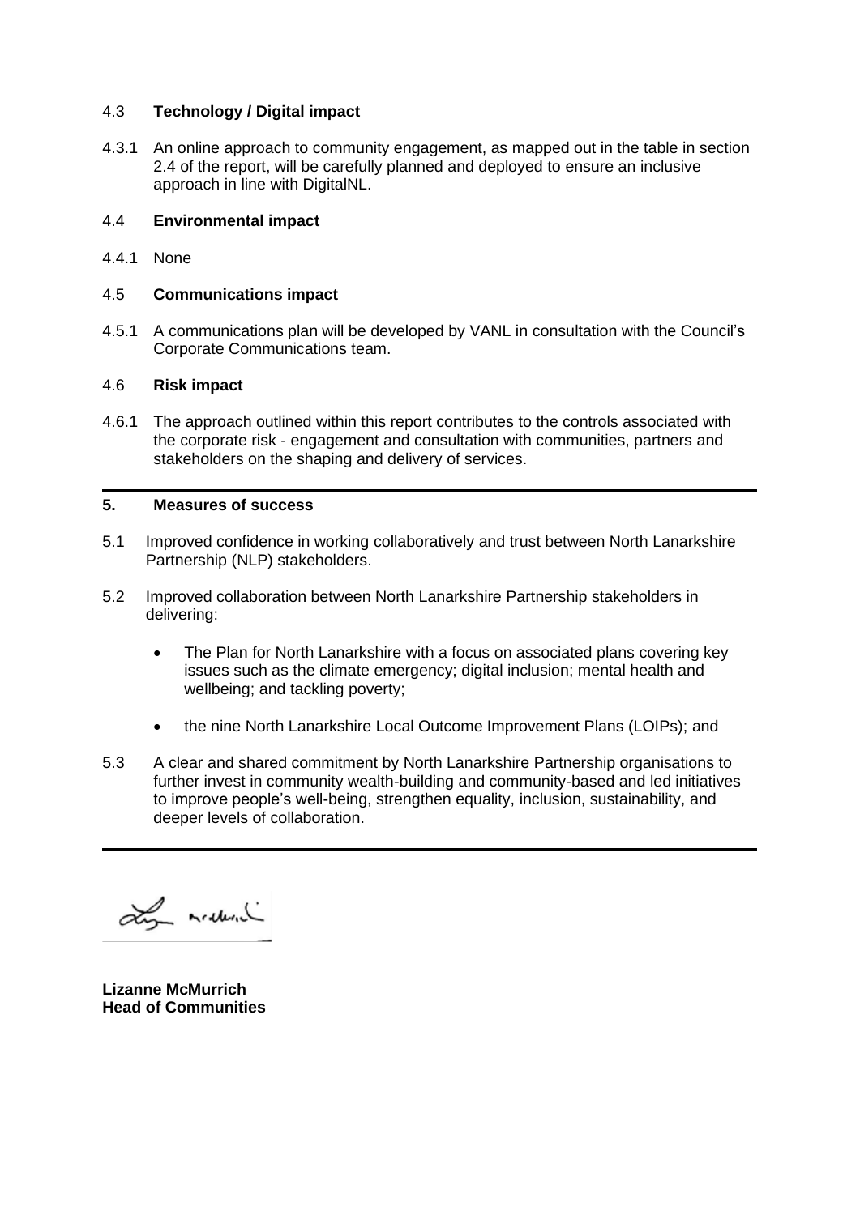### 4.3 **Technology / Digital impact**

4.3.1 An online approach to community engagement, as mapped out in the table in section 2.4 of the report, will be carefully planned and deployed to ensure an inclusive approach in line with DigitalNL.

### 4.4 **Environmental impact**

4.4.1 None

### 4.5 **Communications impact**

4.5.1 A communications plan will be developed by VANL in consultation with the Council's Corporate Communications team.

### 4.6 **Risk impact**

4.6.1 The approach outlined within this report contributes to the controls associated with the corporate risk - engagement and consultation with communities, partners and stakeholders on the shaping and delivery of services.

---

## 5. **Measures of success**

5.1 Improved confidence in working collaboratively and trust between North Lanarkshire Partnership (NLP) stakeholders.

5.2 Improved collaboration between North Lanarkshire Partnership stakeholders in delivering:

- The Plan for North Lanarkshire with a focus on associated plans covering key issues such as the climate emergency; digital inclusion; mental health and wellbeing; and tackling poverty;
- the nine North Lanarkshire Local Outcome Improvement Plans (LOIPs); and

5.3 A clear and shared commitment by North Lanarkshire Partnership organisations to further invest in community wealth-building and community-based and led initiatives to improve people's well-being, strengthen equality, inclusion, sustainability, and deeper levels of collaboration.

---

**Lizanne McMurrich**
**Head of Communities**